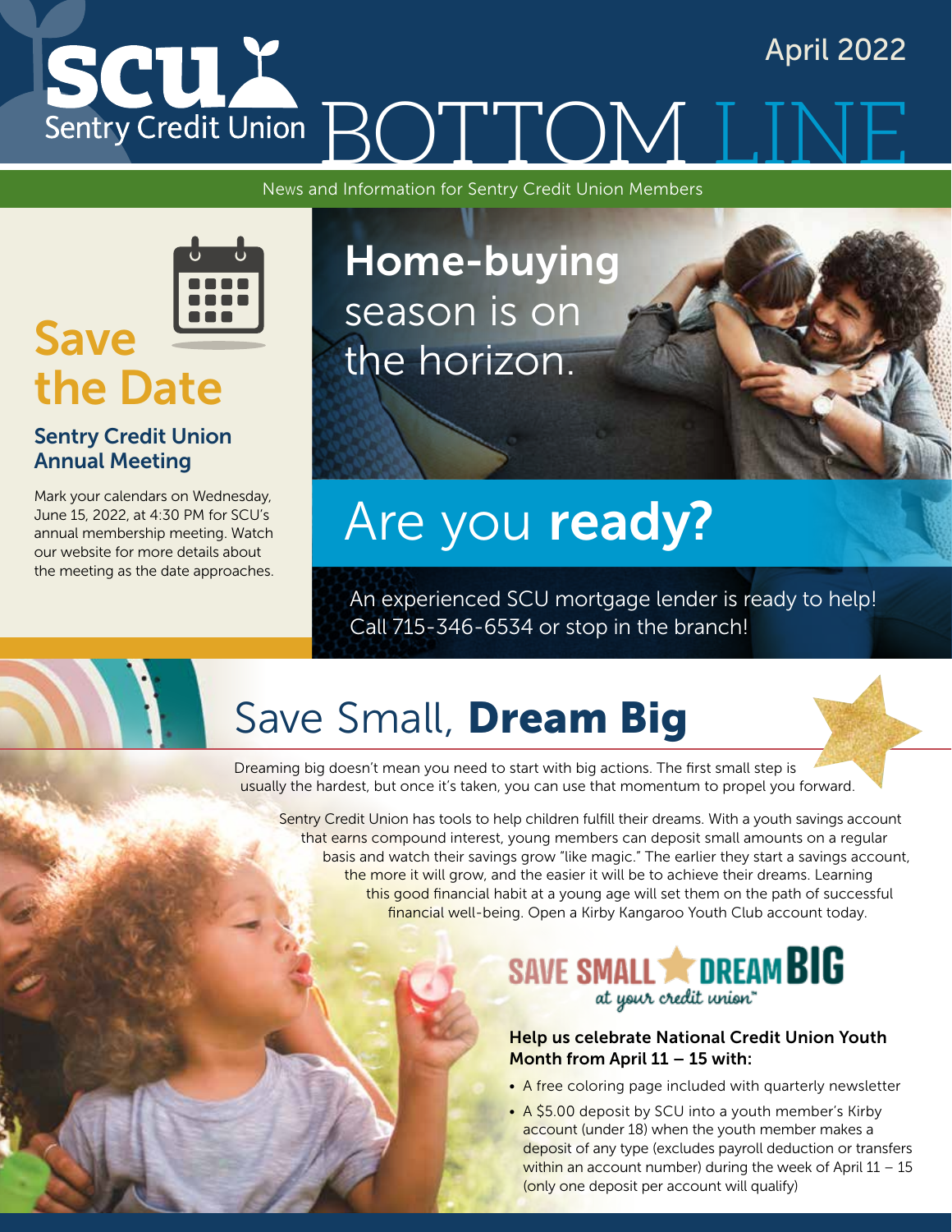# SCU Sentry Credit Union BOTTOM LINE

April 2022

News and Information for Sentry Credit Union Members

## Save the Date

### Sentry Credit Union Annual Meeting

Mark your calendars on Wednesday, June 15, 2022, at 4:30 PM for SCU's annual membership meeting. Watch our website for more details about the meeting as the date approaches.

## **Home-buying** season is on the horizon.

## Are you **ready?**

An experienced SCU mortgage lender is ready to help! Call 715-346-6534 or stop in the branch!

## Save Small, **Dream Big**

Dreaming big doesn't mean you need to start with big actions. The first small step is usually the hardest, but once it's taken, you can use that momentum to propel you forward.

Sentry Credit Union has tools to help children fulfill their dreams. With a youth savings account that earns compound interest, young members can deposit small amounts on a regular basis and watch their savings grow "like magic." The earlier they start a savings account, the more it will grow, and the easier it will be to achieve their dreams. Learning this good financial habit at a young age will set them on the path of successful financial well-being. Open a Kirby Kangaroo Youth Club account today.

SAVE SMALL DREAM BIG *at your credit union™*

**Help us celebrate National Credit Union Youth Month from April 11 – 15 with:**

- A free coloring page included with quarterly newsletter
- A $5.00 deposit by SCU into a youth member's Kirby account (under 18) when the youth member makes a deposit of any type (excludes payroll deduction or transfers within an account number) during the week of April 11 – 15 (only one deposit per account will qualify)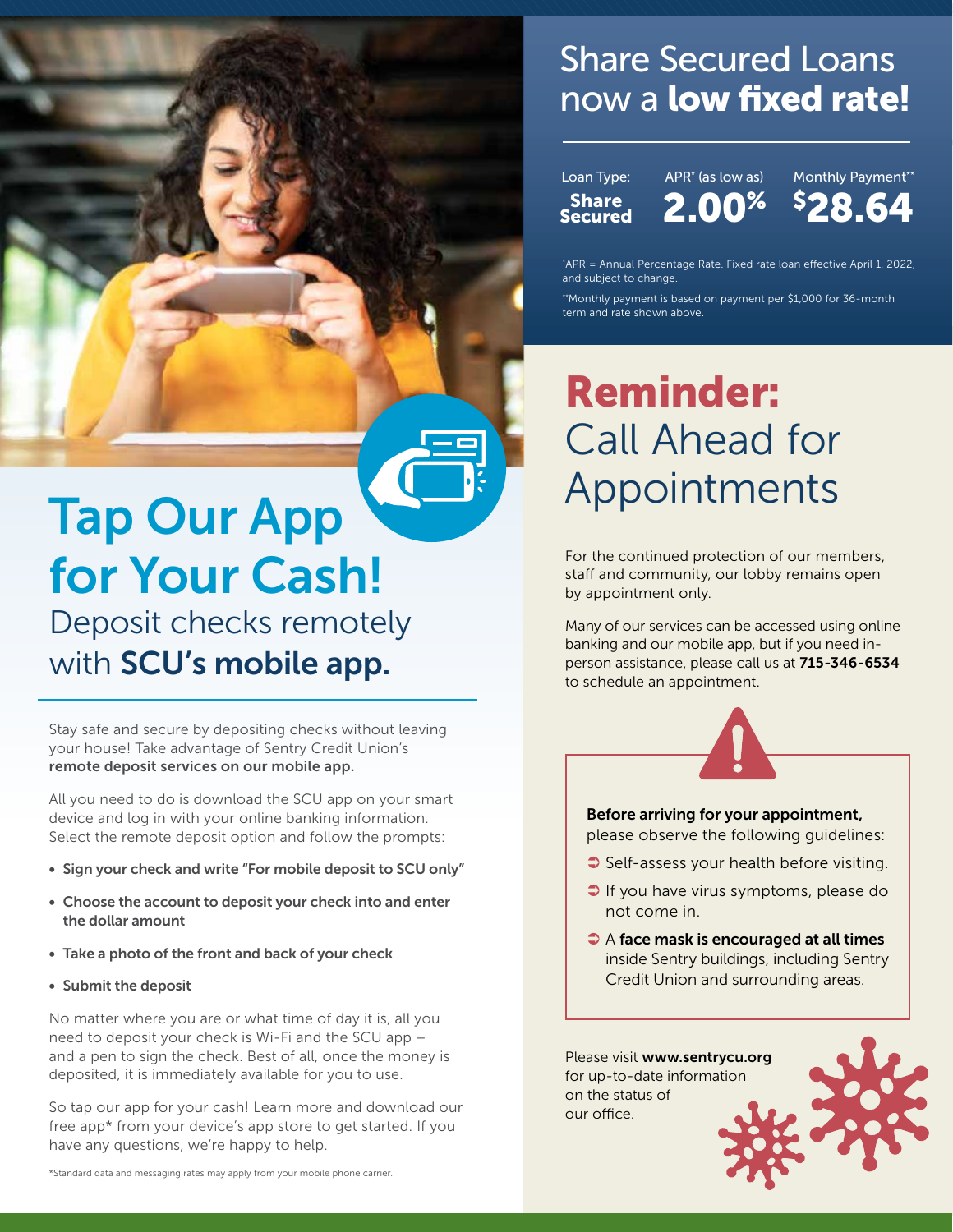# Tap Our App for Your Cash!

## Deposit checks remotely with **SCU's mobile app.**

Stay safe and secure by depositing checks without leaving your house! Take advantage of Sentry Credit Union's **remote deposit services on our mobile app.**

All you need to do is download the SCU app on your smart device and log in with your online banking information. Select the remote deposit option and follow the prompts:

- **Sign your check and write "For mobile deposit to SCU only"**
- **Choose the account to deposit your check into and enter the dollar amount**
- **Take a photo of the front and back of your check**
- **Submit the deposit**

No matter where you are or what time of day it is, all you need to deposit your check is Wi-Fi and the SCU app – and a pen to sign the check. Best of all, once the money is deposited, it is immediately available for you to use.

So tap our app for your cash! Learn more and download our free app* from your device's app store to get started. If you have any questions, we're happy to help.

*Standard data and messaging rates may apply from your mobile phone carrier.

# Share Secured Loans now a **low fixed rate!**

| Loan Type: | APR* (as low as) | Monthly Payment** |
|---|---|---|
| **Share Secured** | **2.00%** | **$28.64** |

*APR = Annual Percentage Rate. Fixed rate loan effective April 1, 2022, and subject to change.

**Monthly payment is based on payment per $1,000 for 36-month term and rate shown above.

# **Reminder:** Call Ahead for Appointments

For the continued protection of our members, staff and community, our lobby remains open by appointment only.

Many of our services can be accessed using online banking and our mobile app, but if you need in-person assistance, please call us at **715-346-6534** to schedule an appointment.

**Before arriving for your appointment,** please observe the following guidelines:

- Self-assess your health before visiting.
- If you have virus symptoms, please do not come in.
- A **face mask is encouraged at all times** inside Sentry buildings, including Sentry Credit Union and surrounding areas.

Please visit **www.sentrycu.org** for up-to-date information on the status of our office.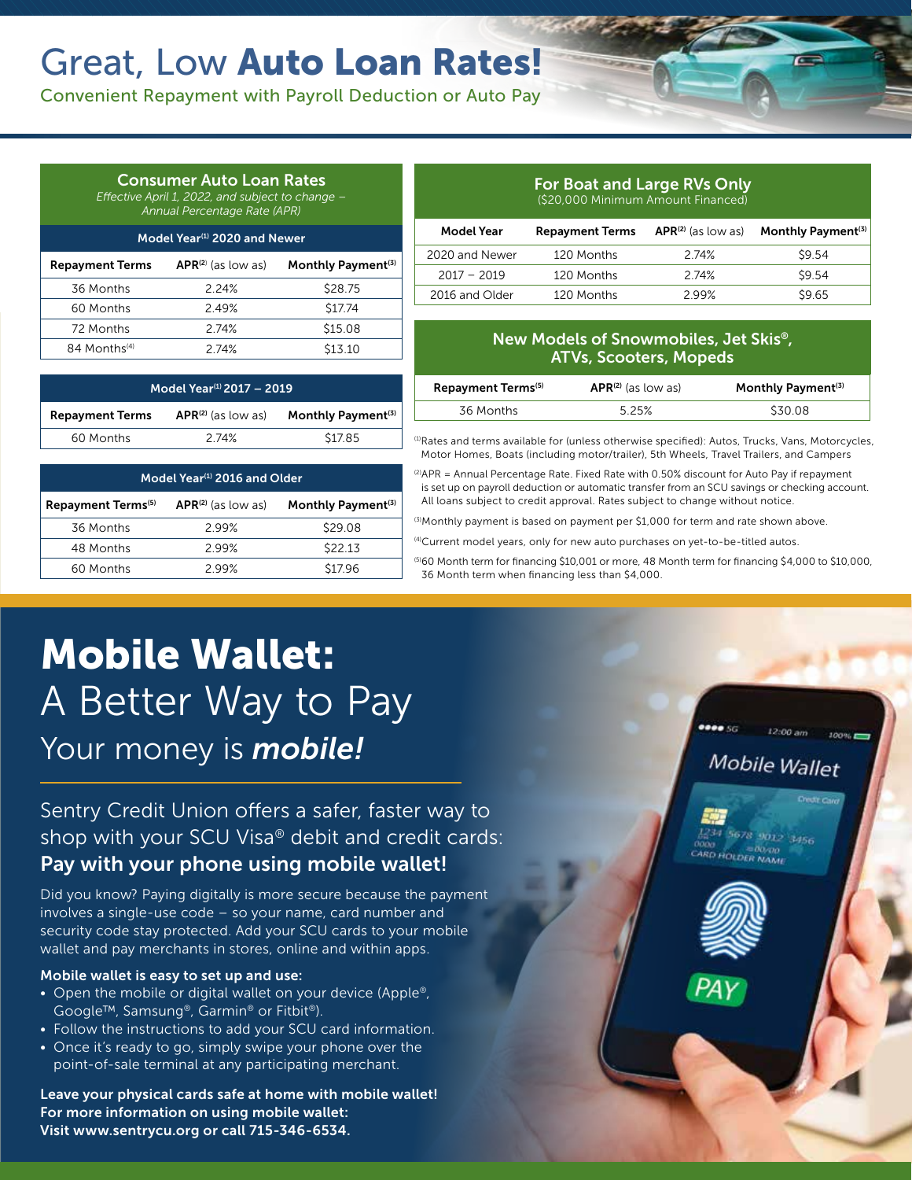# Great, Low **Auto Loan Rates!**

Convenient Repayment with Payroll Deduction or Auto Pay

## Consumer Auto Loan Rates

*Effective April 1, 2022, and subject to change – Annual Percentage Rate (APR)*

| Model Year[1] 2020 and Newer | | |
|---|---|---|
| **Repayment Terms** | **APR[2]** (as low as) | **Monthly Payment[3]** |
| 36 Months | 2.24% | $28.75 |
| 60 Months | 2.49% | $17.74 |
| 72 Months | 2.74% | $15.08 |
| 84 Months[4] | 2.74% | $13.10 |

| Model Year[1] 2017 – 2019 | | |
|---|---|---|
| **Repayment Terms** | **APR[2]** (as low as) | **Monthly Payment[3]** |
| 60 Months | 2.74% | $17.85 |

| Model Year[1] 2016 and Older | | |
|---|---|---|
| **Repayment Terms[5]** | **APR[2]** (as low as) | **Monthly Payment[3]** |
| 36 Months | 2.99% | $29.08 |
| 48 Months | 2.99% | $22.13 |
| 60 Months | 2.99% | $17.96 |

## For Boat and Large RVs Only

($20,000 Minimum Amount Financed)

| Model Year | Repayment Terms | APR[2] (as low as) | Monthly Payment[3] |
|---|---|---|---|
| 2020 and Newer | 120 Months | 2.74% | $9.54 |
| 2017 – 2019 | 120 Months | 2.74% | $9.54 |
| 2016 and Older | 120 Months | 2.99% | $9.65 |

## New Models of Snowmobiles, Jet Skis®, ATVs, Scooters, Mopeds

| Repayment Terms[5] | APR[2] (as low as) | Monthly Payment[3] |
|---|---|---|
| 36 Months | 5.25% | $30.08 |

[1]Rates and terms available for (unless otherwise specified): Autos, Trucks, Vans, Motorcycles, Motor Homes, Boats (including motor/trailer), 5th Wheels, Travel Trailers, and Campers

[2]APR = Annual Percentage Rate. Fixed Rate with 0.50% discount for Auto Pay if repayment is set up on payroll deduction or automatic transfer from an SCU savings or checking account. All loans subject to credit approval. Rates subject to change without notice.

[3]Monthly payment is based on payment per $1,000 for term and rate shown above.

[4]Current model years, only for new auto purchases on yet-to-be-titled autos.

[5]60 Month term for financing $10,001 or more, 48 Month term for financing $4,000 to $10,000, 36 Month term when financing less than $4,000.

# **Mobile Wallet:** A Better Way to Pay

## Your money is ***mobile!***

Sentry Credit Union offers a safer, faster way to shop with your SCU Visa® debit and credit cards: **Pay with your phone using mobile wallet!**

Did you know? Paying digitally is more secure because the payment involves a single-use code – so your name, card number and security code stay protected. Add your SCU cards to your mobile wallet and pay merchants in stores, online and within apps.

**Mobile wallet is easy to set up and use:**

- Open the mobile or digital wallet on your device (Apple®, Google™, Samsung®, Garmin® or Fitbit®).
- Follow the instructions to add your SCU card information.
- Once it's ready to go, simply swipe your phone over the point-of-sale terminal at any participating merchant.

**Leave your physical cards safe at home with mobile wallet! For more information on using mobile wallet: Visit www.sentrycu.org or call 715-346-6534.**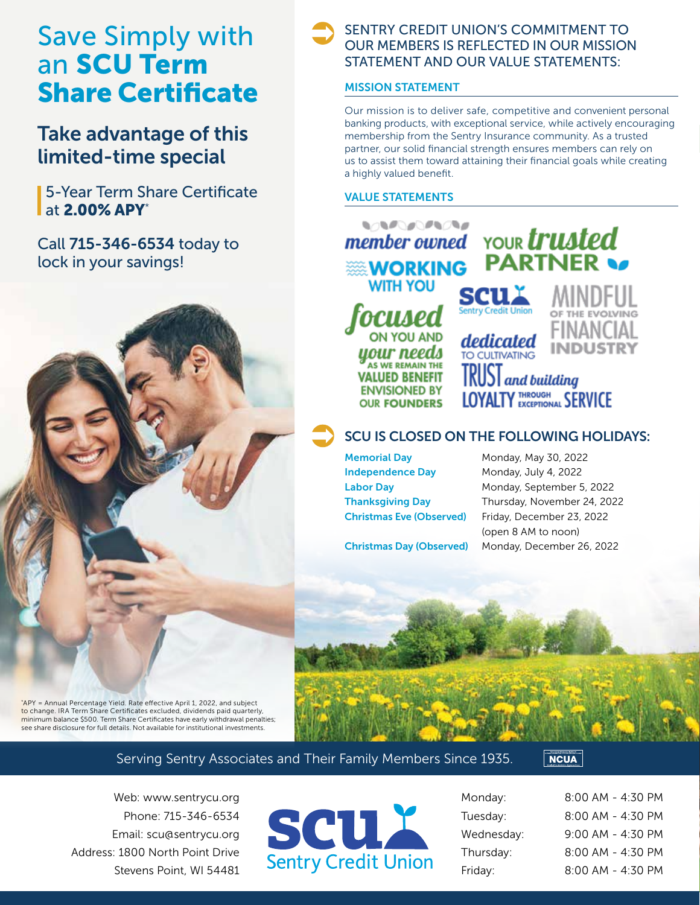# Save Simply with an **SCU Term Share Certificate**

## Take advantage of this limited-time special

5-Year Term Share Certificate at **2.00% APY***

Call **715-346-6534** today to lock in your savings!

*APY = Annual Percentage Yield. Rate effective April 1, 2022, and subject to change. IRA Term Share Certificates excluded, dividends paid quarterly, minimum balance $500. Term Share Certificates have early withdrawal penalties; see share disclosure for full details. Not available for institutional investments.

## SENTRY CREDIT UNION'S COMMITMENT TO OUR MEMBERS IS REFLECTED IN OUR MISSION STATEMENT AND OUR VALUE STATEMENTS:

### MISSION STATEMENT

Our mission is to deliver safe, competitive and convenient personal banking products, with exceptional service, while actively encouraging membership from the Sentry Insurance community. As a trusted partner, our solid financial strength ensures members can rely on us to assist them toward attaining their financial goals while creating a highly valued benefit.

### VALUE STATEMENTS

member owned

YOUR trusted PARTNER

WORKING WITH YOU

SCU Sentry Credit Union

MINDFUL OF THE EVOLVING FINANCIAL INDUSTRY

focused ON YOU AND your needs AS WE REMAIN THE VALUED BENEFIT ENVISIONED BY OUR FOUNDERS

dedicated TO CULTIVATING TRUST and building LOYALTY THROUGH EXCEPTIONAL SERVICE

## SCU IS CLOSED ON THE FOLLOWING HOLIDAYS:

| | |
|---|---|
| Memorial Day | Monday, May 30, 2022 |
| Independence Day | Monday, July 4, 2022 |
| Labor Day | Monday, September 5, 2022 |
| Thanksgiving Day | Thursday, November 24, 2022 |
| Christmas Eve (Observed) | Friday, December 23, 2022 (open 8 AM to noon) |
| Christmas Day (Observed) | Monday, December 26, 2022 |

Serving Sentry Associates and Their Family Members Since 1935.

NCUA

Web: www.sentrycu.org
Phone: 715-346-6534
Email: scu@sentrycu.org
Address: 1800 North Point Drive
Stevens Point, WI 54481

SCU Sentry Credit Union

| | |
|---|---|
| Monday: | 8:00 AM - 4:30 PM |
| Tuesday: | 8:00 AM - 4:30 PM |
| Wednesday: | 9:00 AM - 4:30 PM |
| Thursday: | 8:00 AM - 4:30 PM |
| Friday: | 8:00 AM - 4:30 PM |